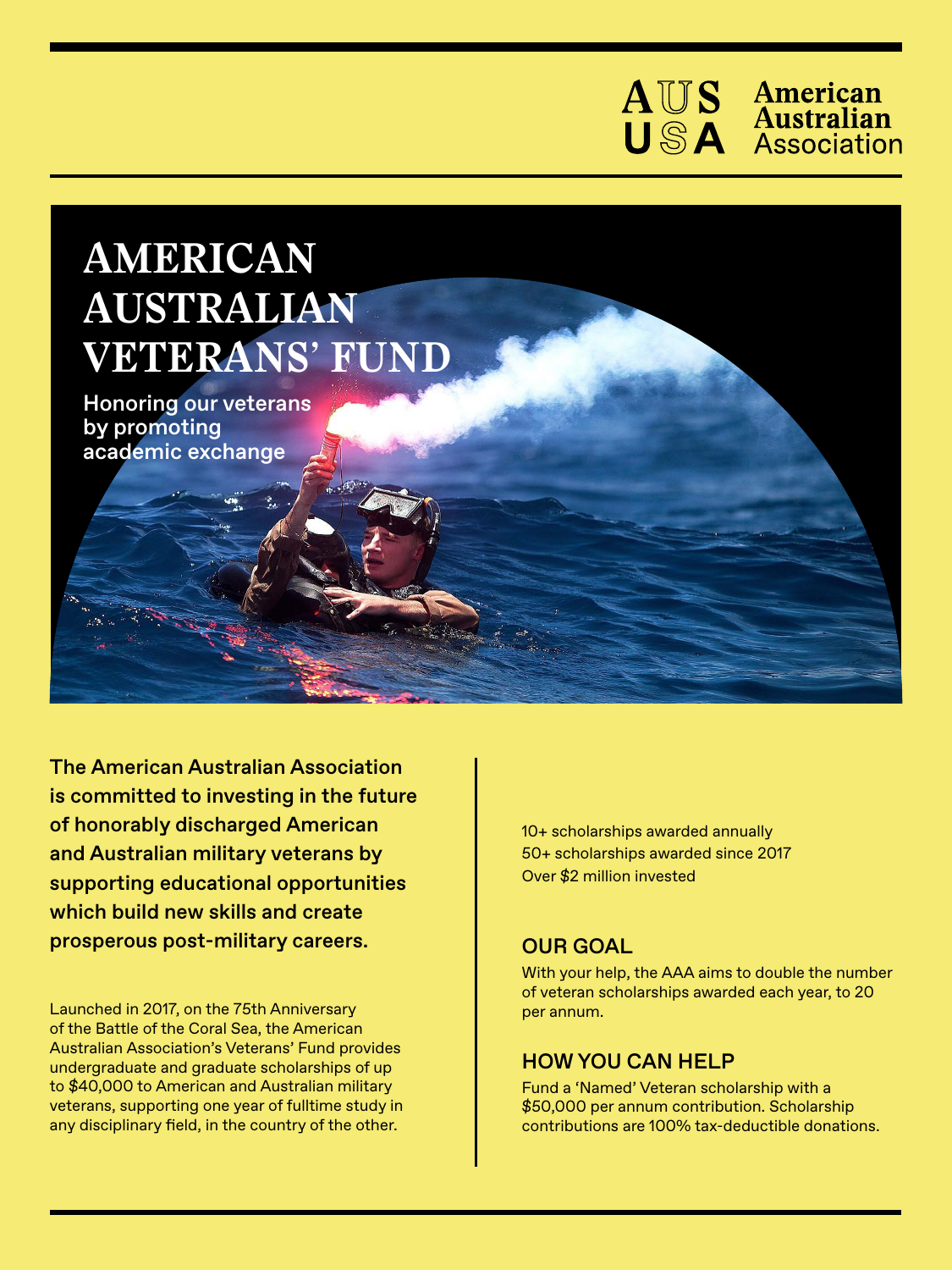AUS USA American Australian Association

# AMERICAN AUSTRALIAN VETERANS' FUND

**Honoring our veterans by promoting academic exchange**

**The American Australian Association is committed to investing in the future of honorably discharged American and Australian military veterans by supporting educational opportunities which build new skills and create prosperous post-military careers.**

Launched in 2017, on the 75th Anniversary of the Battle of the Coral Sea, the American Australian Association's Veterans' Fund provides undergraduate and graduate scholarships of up to $40,000 to American and Australian military veterans, supporting one year of fulltime study in any disciplinary field, in the country of the other.

10+ scholarships awarded annually
50+ scholarships awarded since 2017
Over $2 million invested

## OUR GOAL

With your help, the AAA aims to double the number of veteran scholarships awarded each year, to 20 per annum.

## HOW YOU CAN HELP

Fund a 'Named' Veteran scholarship with a $50,000 per annum contribution. Scholarship contributions are 100% tax-deductible donations.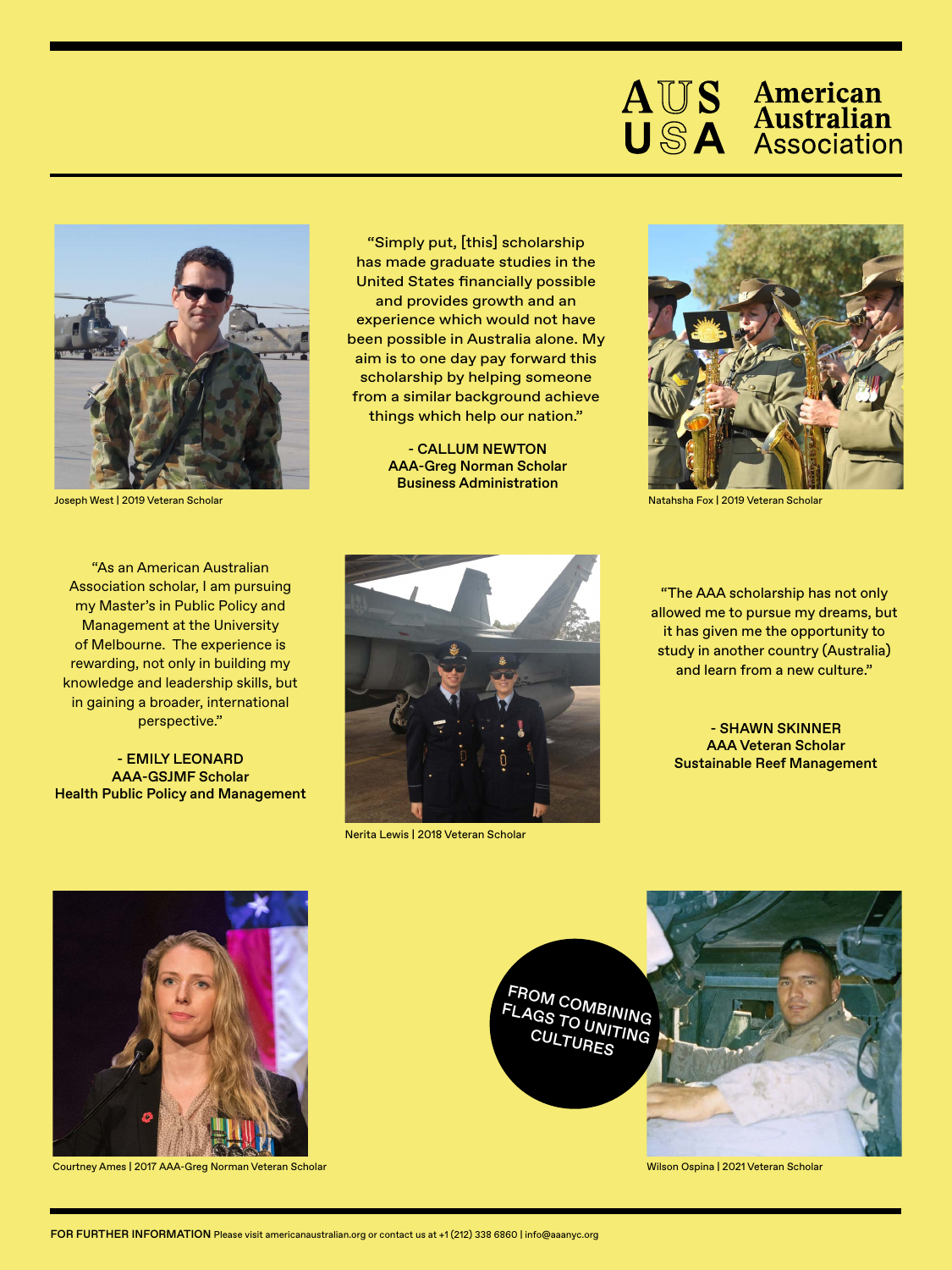# American Australian Association

"Simply put, [this] scholarship has made graduate studies in the United States financially possible and provides growth and an experience which would not have been possible in Australia alone. My aim is to one day pay forward this scholarship by helping someone from a similar background achieve things which help our nation."

**- CALLUM NEWTON**
**AAA-Greg Norman Scholar**
**Business Administration**

Joseph West | 2019 Veteran Scholar

Natahsha Fox | 2019 Veteran Scholar

"As an American Australian Association scholar, I am pursuing my Master's in Public Policy and Management at the University of Melbourne. The experience is rewarding, not only in building my knowledge and leadership skills, but in gaining a broader, international perspective."

**- EMILY LEONARD**
**AAA-GSJMF Scholar**
**Health Public Policy and Management**

Nerita Lewis | 2018 Veteran Scholar

"The AAA scholarship has not only allowed me to pursue my dreams, but it has given me the opportunity to study in another country (Australia) and learn from a new culture."

**- SHAWN SKINNER**
**AAA Veteran Scholar**
**Sustainable Reef Management**

Courtney Ames | 2017 AAA-Greg Norman Veteran Scholar

FROM COMBINING FLAGS TO UNITING CULTURES

Wilson Ospina | 2021 Veteran Scholar

**FOR FURTHER INFORMATION** Please visit americanaustralian.org or contact us at +1 (212) 338 6860 | info@aaanyc.org